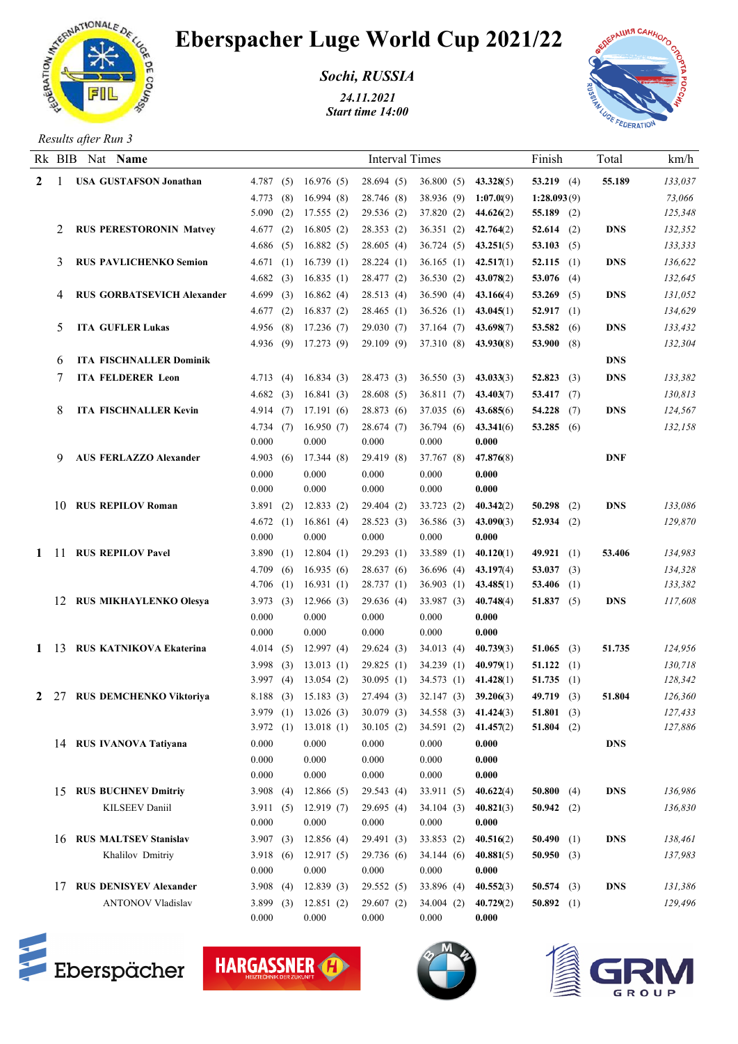# Eberspacher Luge World Cup 2021/22

***Sochi, RUSSIA***

*24.11.2021*
*Start time 14:00*

*Results after Run 3*

| Rk | BIB | Nat | Name | Interval Times | | | | | Finish | Total | km/h |
|---|---|---|---|---|---|---|---|---|---|---|---|
| **2** | 1 | **USA** | **GUSTAFSON Jonathan** | 4.787 (5) | 16.976 (5) | 28.694 (5) | 36.800 (5) | **43.328**(5) | **53.219** (4) | **55.189** | *133,037* |
| | | | | 4.773 (8) | 16.994 (8) | 28.746 (8) | 38.936 (9) | **1:07.0**(9) | **1:28.093**(9) | | *73,066* |
| | | | | 5.090 (2) | 17.555 (2) | 29.536 (2) | 37.820 (2) | **44.626**(2) | **55.189** (2) | | *125,348* |
| | 2 | **RUS** | **PERESTORONIN Matvey** | 4.677 (2) | 16.805 (2) | 28.353 (2) | 36.351 (2) | **42.764**(2) | **52.614** (2) | **DNS** | *132,352* |
| | | | | 4.686 (5) | 16.882 (5) | 28.605 (4) | 36.724 (5) | **43.251**(5) | **53.103** (5) | | *133,333* |
| | 3 | **RUS** | **PAVLICHENKO Semion** | 4.671 (1) | 16.739 (1) | 28.224 (1) | 36.165 (1) | **42.517**(1) | **52.115** (1) | **DNS** | *136,622* |
| | | | | 4.682 (3) | 16.835 (1) | 28.477 (2) | 36.530 (2) | **43.078**(2) | **53.076** (4) | | *132,645* |
| | 4 | **RUS** | **GORBATSEVICH Alexander** | 4.699 (3) | 16.862 (4) | 28.513 (4) | 36.590 (4) | **43.166**(4) | **53.269** (5) | **DNS** | *131,052* |
| | | | | 4.677 (2) | 16.837 (2) | 28.465 (1) | 36.526 (1) | **43.045**(1) | **52.917** (1) | | *134,629* |
| | 5 | **ITA** | **GUFLER Lukas** | 4.956 (8) | 17.236 (7) | 29.030 (7) | 37.164 (7) | **43.698**(7) | **53.582** (6) | **DNS** | *133,432* |
| | | | | 4.936 (9) | 17.273 (9) | 29.109 (9) | 37.310 (8) | **43.930**(8) | **53.900** (8) | | *132,304* |
| | 6 | **ITA** | **FISCHNALLER Dominik** | | | | | | | **DNS** | |
| | 7 | **ITA** | **FELDERER Leon** | 4.713 (4) | 16.834 (3) | 28.473 (3) | 36.550 (3) | **43.033**(3) | **52.823** (3) | **DNS** | *133,382* |
| | | | | 4.682 (3) | 16.841 (3) | 28.608 (5) | 36.811 (7) | **43.403**(7) | **53.417** (7) | | *130,813* |
| | 8 | **ITA** | **FISCHNALLER Kevin** | 4.914 (7) | 17.191 (6) | 28.873 (6) | 37.035 (6) | **43.685**(6) | **54.228** (7) | **DNS** | *124,567* |
| | | | | 4.734 (7) | 16.950 (7) | 28.674 (7) | 36.794 (6) | **43.341**(6) | **53.285** (6) | | *132,158* |
| | | | | 0.000 | 0.000 | 0.000 | 0.000 | **0.000** | | | |
| | 9 | **AUS** | **FERLAZZO Alexander** | 4.903 (6) | 17.344 (8) | 29.419 (8) | 37.767 (8) | **47.876**(8) | | **DNF** | |
| | | | | 0.000 | 0.000 | 0.000 | 0.000 | **0.000** | | | |
| | | | | 0.000 | 0.000 | 0.000 | 0.000 | **0.000** | | | |
| | 10 | **RUS** | **REPILOV Roman** | 3.891 (2) | 12.833 (2) | 29.404 (2) | 33.723 (2) | **40.342**(2) | **50.298** (2) | **DNS** | *133,086* |
| | | | | 4.672 (1) | 16.861 (4) | 28.523 (3) | 36.586 (3) | **43.090**(3) | **52.934** (2) | | *129,870* |
| | | | | 0.000 | 0.000 | 0.000 | 0.000 | **0.000** | | | |
| **1** | 11 | **RUS** | **REPILOV Pavel** | 3.890 (1) | 12.804 (1) | 29.293 (1) | 33.589 (1) | **40.120**(1) | **49.921** (1) | **53.406** | *134,983* |
| | | | | 4.709 (6) | 16.935 (6) | 28.637 (6) | 36.696 (4) | **43.197**(4) | **53.037** (3) | | *134,328* |
| | | | | 4.706 (1) | 16.931 (1) | 28.737 (1) | 36.903 (1) | **43.485**(1) | **53.406** (1) | | *133,382* |
| | 12 | **RUS** | **MIKHAYLENKO Olesya** | 3.973 (3) | 12.966 (3) | 29.636 (4) | 33.987 (3) | **40.748**(4) | **51.837** (5) | **DNS** | *117,608* |
| | | | | 0.000 | 0.000 | 0.000 | 0.000 | **0.000** | | | |
| | | | | 0.000 | 0.000 | 0.000 | 0.000 | **0.000** | | | |
| **1** | 13 | **RUS** | **KATNIKOVA Ekaterina** | 4.014 (5) | 12.997 (4) | 29.624 (3) | 34.013 (4) | **40.739**(3) | **51.065** (3) | **51.735** | *124,956* |
| | | | | 3.998 (3) | 13.013 (1) | 29.825 (1) | 34.239 (1) | **40.979**(1) | **51.122** (1) | | *130,718* |
| | | | | 3.997 (4) | 13.054 (2) | 30.095 (1) | 34.573 (1) | **41.428**(1) | **51.735** (1) | | *128,342* |
| **2** | 27 | **RUS** | **DEMCHENKO Viktoriya** | 8.188 (3) | 15.183 (3) | 27.494 (3) | 32.147 (3) | **39.206**(3) | **49.719** (3) | **51.804** | *126,360* |
| | | | | 3.979 (1) | 13.026 (3) | 30.079 (3) | 34.558 (3) | **41.424**(3) | **51.801** (3) | | *127,433* |
| | | | | 3.972 (1) | 13.018 (1) | 30.105 (2) | 34.591 (2) | **41.457**(2) | **51.804** (2) | | *127,886* |
| | 14 | **RUS** | **IVANOVA Tatiyana** | 0.000 | 0.000 | 0.000 | 0.000 | **0.000** | | **DNS** | |
| | | | | 0.000 | 0.000 | 0.000 | 0.000 | **0.000** | | | |
| | | | | 0.000 | 0.000 | 0.000 | 0.000 | **0.000** | | | |
| | 15 | **RUS** | **BUCHNEV Dmitriy** | 3.908 (4) | 12.866 (5) | 29.543 (4) | 33.911 (5) | **40.622**(4) | **50.800** (4) | **DNS** | *136,986* |
| | | | KILSEEV Daniil | 3.911 (5) | 12.919 (7) | 29.695 (4) | 34.104 (3) | **40.821**(3) | **50.942** (2) | | *136,830* |
| | | | | 0.000 | 0.000 | 0.000 | 0.000 | **0.000** | | | |
| | 16 | **RUS** | **MALTSEV Stanislav** | 3.907 (3) | 12.856 (4) | 29.491 (3) | 33.853 (2) | **40.516**(2) | **50.490** (1) | **DNS** | *138,461* |
| | | | Khalilov Dmitriy | 3.918 (6) | 12.917 (5) | 29.736 (6) | 34.144 (6) | **40.881**(5) | **50.950** (3) | | *137,983* |
| | | | | 0.000 | 0.000 | 0.000 | 0.000 | **0.000** | | | |
| | 17 | **RUS** | **DENISYEV Alexander** | 3.908 (4) | 12.839 (3) | 29.552 (5) | 33.896 (4) | **40.552**(3) | **50.574** (3) | **DNS** | *131,386* |
| | | | ANTONOV Vladislav | 3.899 (3) | 12.851 (2) | 29.607 (2) | 34.004 (2) | **40.729**(2) | **50.892** (1) | | *129,496* |
| | | | | 0.000 | 0.000 | 0.000 | 0.000 | **0.000** | | | |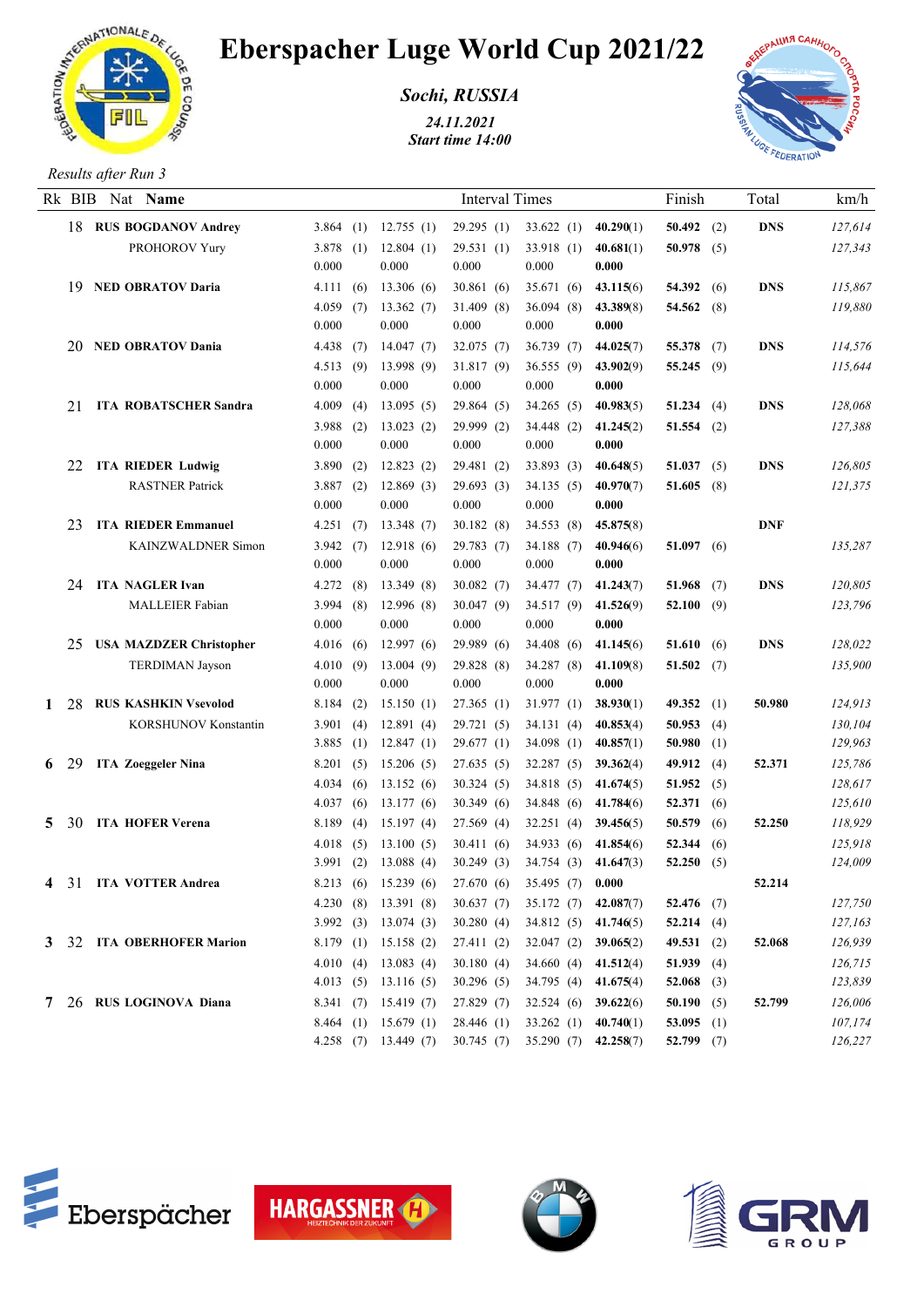# Eberspacher Luge World Cup 2021/22

***Sochi, RUSSIA***

*24.11.2021*
*Start time 14:00*

*Results after Run 3*

| Rk | BIB | Nat | Name | Interval Times | | | | | Finish | Total | km/h |
|---|---|---|---|---|---|---|---|---|---|---|---|
| | 18 | RUS | **BOGDANOV Andrey** | 3.864 (1) | 12.755 (1) | 29.295 (1) | 33.622 (1) | **40.290**(1) | **50.492** (2) | **DNS** | *127,614* |
| | | | PROHOROV Yury | 3.878 (1) | 12.804 (1) | 29.531 (1) | 33.918 (1) | **40.681**(1) | **50.978** (5) | | *127,343* |
| | | | | 0.000 | 0.000 | 0.000 | 0.000 | **0.000** | | | |
| | 19 | NED | **OBRATOV Daria** | 4.111 (6) | 13.306 (6) | 30.861 (6) | 35.671 (6) | **43.115**(6) | **54.392** (6) | **DNS** | *115,867* |
| | | | | 4.059 (7) | 13.362 (7) | 31.409 (8) | 36.094 (8) | **43.389**(8) | **54.562** (8) | | *119,880* |
| | | | | 0.000 | 0.000 | 0.000 | 0.000 | **0.000** | | | |
| | 20 | NED | **OBRATOV Dania** | 4.438 (7) | 14.047 (7) | 32.075 (7) | 36.739 (7) | **44.025**(7) | **55.378** (7) | **DNS** | *114,576* |
| | | | | 4.513 (9) | 13.998 (9) | 31.817 (9) | 36.555 (9) | **43.902**(9) | **55.245** (9) | | *115,644* |
| | | | | 0.000 | 0.000 | 0.000 | 0.000 | **0.000** | | | |
| | 21 | ITA | **ROBATSCHER Sandra** | 4.009 (4) | 13.095 (5) | 29.864 (5) | 34.265 (5) | **40.983**(5) | **51.234** (4) | **DNS** | *128,068* |
| | | | | 3.988 (2) | 13.023 (2) | 29.999 (2) | 34.448 (2) | **41.245**(2) | **51.554** (2) | | *127,388* |
| | | | | 0.000 | 0.000 | 0.000 | 0.000 | **0.000** | | | |
| | 22 | ITA | **RIEDER Ludwig** | 3.890 (2) | 12.823 (2) | 29.481 (2) | 33.893 (3) | **40.648**(5) | **51.037** (5) | **DNS** | *126,805* |
| | | | RASTNER Patrick | 3.887 (2) | 12.869 (3) | 29.693 (3) | 34.135 (5) | **40.970**(7) | **51.605** (8) | | *121,375* |
| | | | | 0.000 | 0.000 | 0.000 | 0.000 | **0.000** | | | |
| | 23 | ITA | **RIEDER Emmanuel** | 4.251 (7) | 13.348 (7) | 30.182 (8) | 34.553 (8) | **45.875**(8) | | **DNF** | |
| | | | KAINZWALDNER Simon | 3.942 (7) | 12.918 (6) | 29.783 (7) | 34.188 (7) | **40.946**(6) | **51.097** (6) | | *135,287* |
| | | | | 0.000 | 0.000 | 0.000 | 0.000 | **0.000** | | | |
| | 24 | ITA | **NAGLER Ivan** | 4.272 (8) | 13.349 (8) | 30.082 (7) | 34.477 (7) | **41.243**(7) | **51.968** (7) | **DNS** | *120,805* |
| | | | MALLEIER Fabian | 3.994 (8) | 12.996 (8) | 30.047 (9) | 34.517 (9) | **41.526**(9) | **52.100** (9) | | *123,796* |
| | | | | 0.000 | 0.000 | 0.000 | 0.000 | **0.000** | | | |
| | 25 | USA | **MAZDZER Christopher** | 4.016 (6) | 12.997 (6) | 29.989 (6) | 34.408 (6) | **41.145**(6) | **51.610** (6) | **DNS** | *128,022* |
| | | | TERDIMAN Jayson | 4.010 (9) | 13.004 (9) | 29.828 (8) | 34.287 (8) | **41.109**(8) | **51.502** (7) | | *135,900* |
| | | | | 0.000 | 0.000 | 0.000 | 0.000 | **0.000** | | | |
| **1** | 28 | RUS | **KASHKIN Vsevolod** | 8.184 (2) | 15.150 (1) | 27.365 (1) | 31.977 (1) | **38.930**(1) | **49.352** (1) | **50.980** | *124,913* |
| | | | KORSHUNOV Konstantin | 3.901 (4) | 12.891 (4) | 29.721 (5) | 34.131 (4) | **40.853**(4) | **50.953** (4) | | *130,104* |
| | | | | 3.885 (1) | 12.847 (1) | 29.677 (1) | 34.098 (1) | **40.857**(1) | **50.980** (1) | | *129,963* |
| **6** | 29 | ITA | **Zoeggeler Nina** | 8.201 (5) | 15.206 (5) | 27.635 (5) | 32.287 (5) | **39.362**(4) | **49.912** (4) | **52.371** | *125,786* |
| | | | | 4.034 (6) | 13.152 (6) | 30.324 (5) | 34.818 (5) | **41.674**(5) | **51.952** (5) | | *128,617* |
| | | | | 4.037 (6) | 13.177 (6) | 30.349 (6) | 34.848 (6) | **41.784**(6) | **52.371** (6) | | *125,610* |
| **5** | 30 | ITA | **HOFER Verena** | 8.189 (4) | 15.197 (4) | 27.569 (4) | 32.251 (4) | **39.456**(5) | **50.579** (6) | **52.250** | *118,929* |
| | | | | 4.018 (5) | 13.100 (5) | 30.411 (6) | 34.933 (6) | **41.854**(6) | **52.344** (6) | | *125,918* |
| | | | | 3.991 (2) | 13.088 (4) | 30.249 (3) | 34.754 (3) | **41.647**(3) | **52.250** (5) | | *124,009* |
| **4** | 31 | ITA | **VOTTER Andrea** | 8.213 (6) | 15.239 (6) | 27.670 (6) | 35.495 (7) | **0.000** | | **52.214** | |
| | | | | 4.230 (8) | 13.391 (8) | 30.637 (7) | 35.172 (7) | **42.087**(7) | **52.476** (7) | | *127,750* |
| | | | | 3.992 (3) | 13.074 (3) | 30.280 (4) | 34.812 (5) | **41.746**(5) | **52.214** (4) | | *127,163* |
| **3** | 32 | ITA | **OBERHOFER Marion** | 8.179 (1) | 15.158 (2) | 27.411 (2) | 32.047 (2) | **39.065**(2) | **49.531** (2) | **52.068** | *126,939* |
| | | | | 4.010 (4) | 13.083 (4) | 30.180 (4) | 34.660 (4) | **41.512**(4) | **51.939** (4) | | *126,715* |
| | | | | 4.013 (5) | 13.116 (5) | 30.296 (5) | 34.795 (4) | **41.675**(4) | **52.068** (3) | | *123,839* |
| **7** | 26 | RUS | **LOGINOVA Diana** | 8.341 (7) | 15.419 (7) | 27.829 (7) | 32.524 (6) | **39.622**(6) | **50.190** (5) | **52.799** | *126,006* |
| | | | | 8.464 (1) | 15.679 (1) | 28.446 (1) | 33.262 (1) | **40.740**(1) | **53.095** (1) | | *107,174* |
| | | | | 4.258 (7) | 13.449 (7) | 30.745 (7) | 35.290 (7) | **42.258**(7) | **52.799** (7) | | *126,227* |